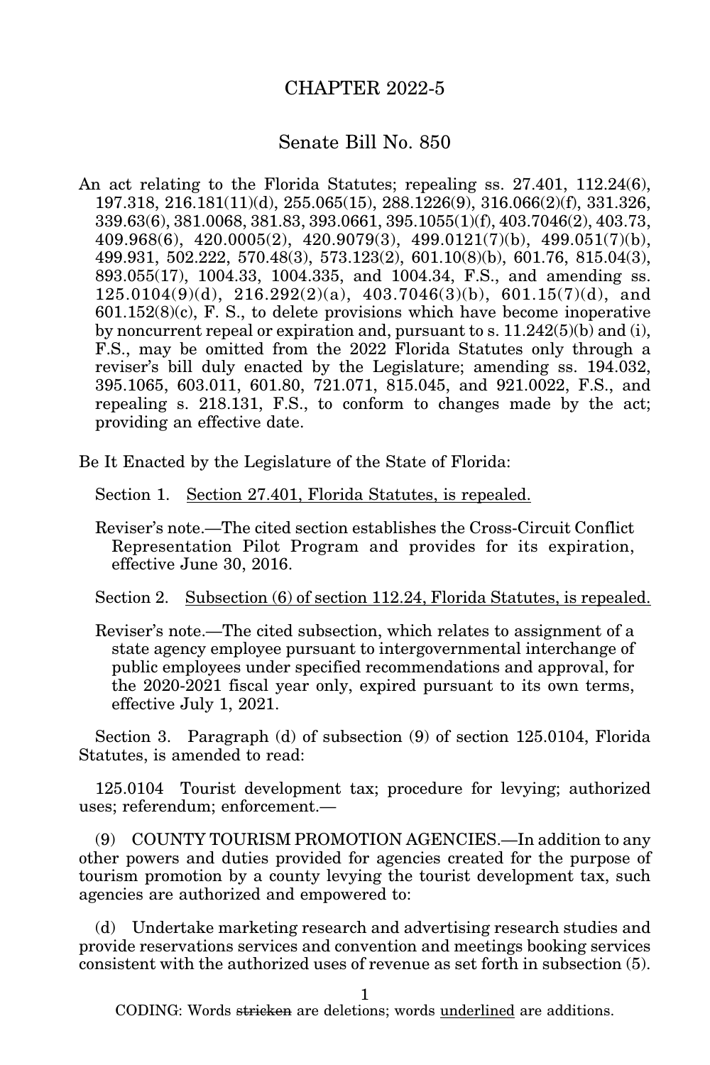# CHAPTER 2022-5

## Senate Bill No. 850

An act relating to the Florida Statutes; repealing ss. 27.401, 112.24(6), 197.318, 216.181(11)(d), 255.065(15), 288.1226(9), 316.066(2)(f), 331.326, 339.63(6), 381.0068, 381.83, 393.0661, 395.1055(1)(f), 403.7046(2), 403.73, 409.968(6), 420.0005(2), 420.9079(3), 499.0121(7)(b), 499.051(7)(b), 499.931, 502.222, 570.48(3), 573.123(2), 601.10(8)(b), 601.76, 815.04(3), 893.055(17), 1004.33, 1004.335, and 1004.34, F.S., and amending ss. 125.0104(9)(d), 216.292(2)(a), 403.7046(3)(b), 601.15(7)(d), and 601.152(8)(c), F. S., to delete provisions which have become inoperative by noncurrent repeal or expiration and, pursuant to s. 11.242(5)(b) and (i), F.S., may be omitted from the 2022 Florida Statutes only through a reviser's bill duly enacted by the Legislature; amending ss. 194.032, 395.1065, 603.011, 601.80, 721.071, 815.045, and 921.0022, F.S., and repealing s. 218.131, F.S., to conform to changes made by the act; providing an effective date.

Be It Enacted by the Legislature of the State of Florida:

Section 1. <u>Section 27.401, Florida Statutes, is repealed.</u>

Reviser's note.—The cited section establishes the Cross-Circuit Conflict Representation Pilot Program and provides for its expiration, effective June 30, 2016.

Section 2. <u>Subsection (6) of section 112.24, Florida Statutes, is repealed.</u>

Reviser's note.—The cited subsection, which relates to assignment of a state agency employee pursuant to intergovernmental interchange of public employees under specified recommendations and approval, for the 2020-2021 fiscal year only, expired pursuant to its own terms, effective July 1, 2021.

Section 3. Paragraph (d) of subsection (9) of section 125.0104, Florida Statutes, is amended to read:

125.0104 Tourist development tax; procedure for levying; authorized uses; referendum; enforcement.—

(9) COUNTY TOURISM PROMOTION AGENCIES.—In addition to any other powers and duties provided for agencies created for the purpose of tourism promotion by a county levying the tourist development tax, such agencies are authorized and empowered to:

(d) Undertake marketing research and advertising research studies and provide reservations services and convention and meetings booking services consistent with the authorized uses of revenue as set forth in subsection (5).

CODING: Words ~~stricken~~ are deletions; words <u>underlined</u> are additions.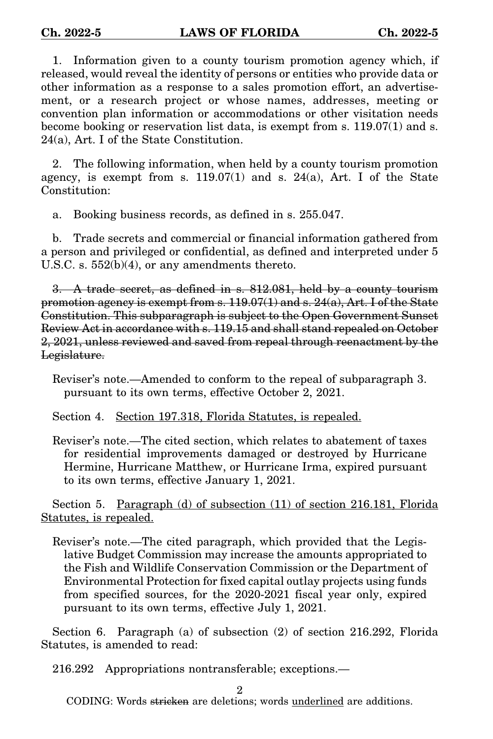1. Information given to a county tourism promotion agency which, if released, would reveal the identity of persons or entities who provide data or other information as a response to a sales promotion effort, an advertisement, or a research project or whose names, addresses, meeting or convention plan information or accommodations or other visitation needs become booking or reservation list data, is exempt from s. 119.07(1) and s. 24(a), Art. I of the State Constitution.

2. The following information, when held by a county tourism promotion agency, is exempt from s. 119.07(1) and s. 24(a), Art. I of the State Constitution:

a. Booking business records, as defined in s. 255.047.

b. Trade secrets and commercial or financial information gathered from a person and privileged or confidential, as defined and interpreted under 5 U.S.C. s. 552(b)(4), or any amendments thereto.

~~3. A trade secret, as defined in s. 812.081, held by a county tourism promotion agency is exempt from s. 119.07(1) and s. 24(a), Art. I of the State Constitution. This subparagraph is subject to the Open Government Sunset Review Act in accordance with s. 119.15 and shall stand repealed on October 2, 2021, unless reviewed and saved from repeal through reenactment by the Legislature.~~

Reviser's note.—Amended to conform to the repeal of subparagraph 3. pursuant to its own terms, effective October 2, 2021.

Section 4. <u>Section 197.318, Florida Statutes, is repealed.</u>

Reviser's note.—The cited section, which relates to abatement of taxes for residential improvements damaged or destroyed by Hurricane Hermine, Hurricane Matthew, or Hurricane Irma, expired pursuant to its own terms, effective January 1, 2021.

Section 5. <u>Paragraph (d) of subsection (11) of section 216.181, Florida Statutes, is repealed.</u>

Reviser's note.—The cited paragraph, which provided that the Legislative Budget Commission may increase the amounts appropriated to the Fish and Wildlife Conservation Commission or the Department of Environmental Protection for fixed capital outlay projects using funds from specified sources, for the 2020-2021 fiscal year only, expired pursuant to its own terms, effective July 1, 2021.

Section 6. Paragraph (a) of subsection (2) of section 216.292, Florida Statutes, is amended to read:

216.292 Appropriations nontransferable; exceptions.—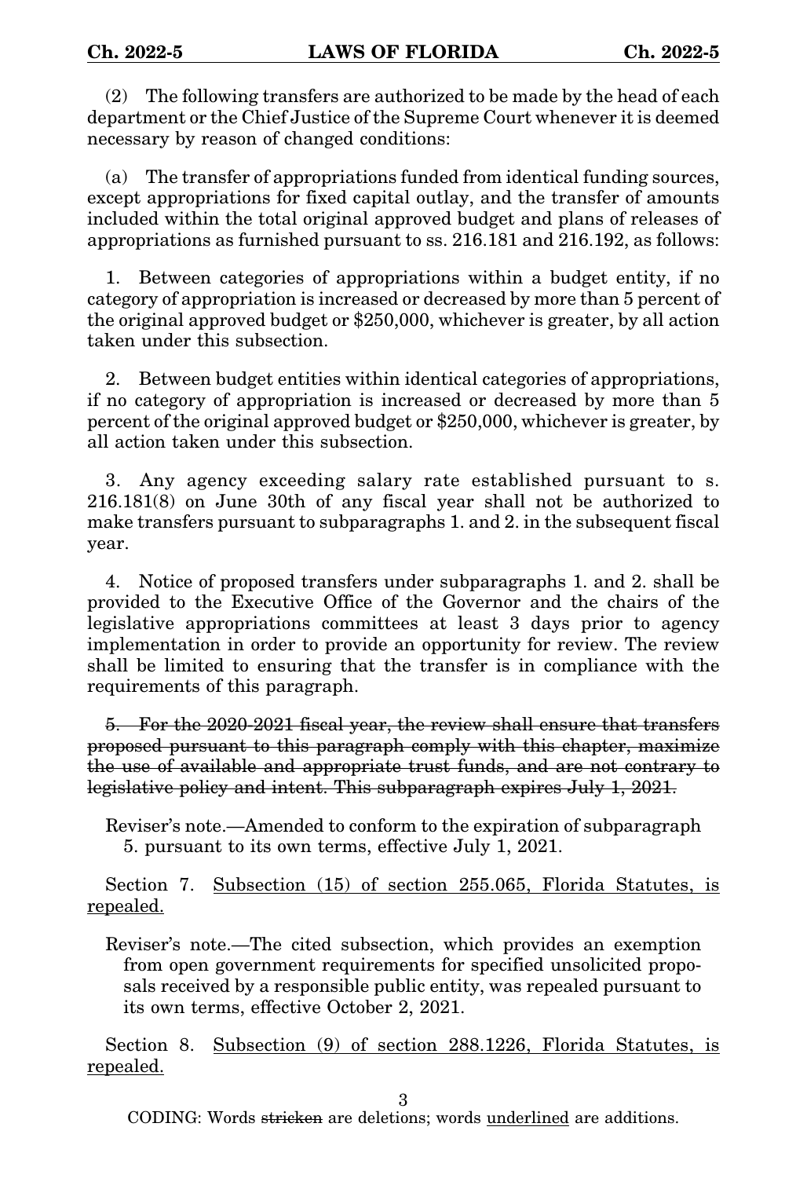(2) The following transfers are authorized to be made by the head of each department or the Chief Justice of the Supreme Court whenever it is deemed necessary by reason of changed conditions:

(a) The transfer of appropriations funded from identical funding sources, except appropriations for fixed capital outlay, and the transfer of amounts included within the total original approved budget and plans of releases of appropriations as furnished pursuant to ss. 216.181 and 216.192, as follows:

1. Between categories of appropriations within a budget entity, if no category of appropriation is increased or decreased by more than 5 percent of the original approved budget or $250,000, whichever is greater, by all action taken under this subsection.

2. Between budget entities within identical categories of appropriations, if no category of appropriation is increased or decreased by more than 5 percent of the original approved budget or $250,000, whichever is greater, by all action taken under this subsection.

3. Any agency exceeding salary rate established pursuant to s. 216.181(8) on June 30th of any fiscal year shall not be authorized to make transfers pursuant to subparagraphs 1. and 2. in the subsequent fiscal year.

4. Notice of proposed transfers under subparagraphs 1. and 2. shall be provided to the Executive Office of the Governor and the chairs of the legislative appropriations committees at least 3 days prior to agency implementation in order to provide an opportunity for review. The review shall be limited to ensuring that the transfer is in compliance with the requirements of this paragraph.

~~5. For the 2020-2021 fiscal year, the review shall ensure that transfers proposed pursuant to this paragraph comply with this chapter, maximize the use of available and appropriate trust funds, and are not contrary to legislative policy and intent. This subparagraph expires July 1, 2021.~~

Reviser's note.—Amended to conform to the expiration of subparagraph 5. pursuant to its own terms, effective July 1, 2021.

Section 7. <u>Subsection (15) of section 255.065, Florida Statutes, is repealed.</u>

Reviser's note.—The cited subsection, which provides an exemption from open government requirements for specified unsolicited proposals received by a responsible public entity, was repealed pursuant to its own terms, effective October 2, 2021.

Section 8. <u>Subsection (9) of section 288.1226, Florida Statutes, is repealed.</u>

CODING: Words ~~stricken~~ are deletions; words <u>underlined</u> are additions.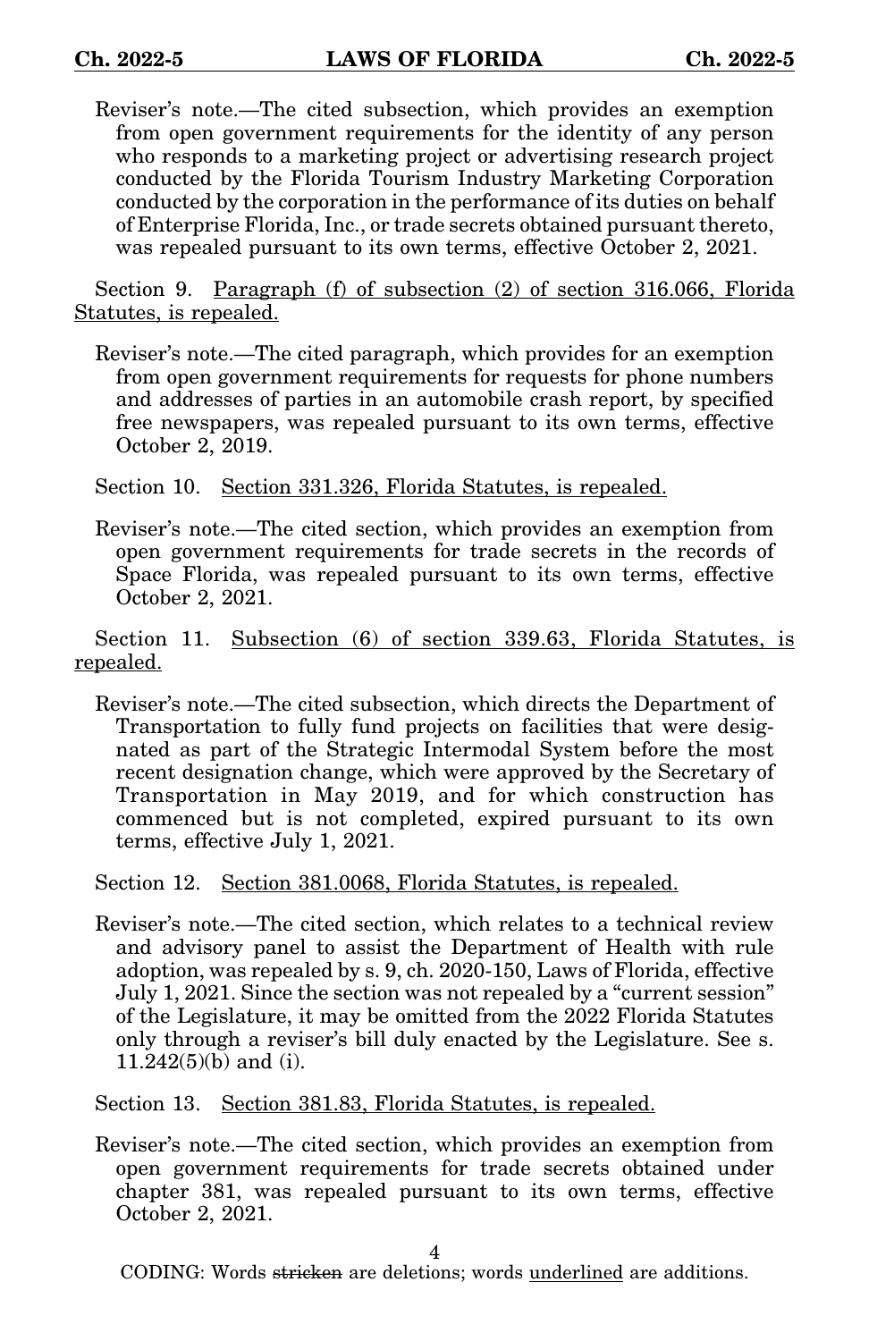Reviser's note.—The cited subsection, which provides an exemption from open government requirements for the identity of any person who responds to a marketing project or advertising research project conducted by the Florida Tourism Industry Marketing Corporation conducted by the corporation in the performance of its duties on behalf of Enterprise Florida, Inc., or trade secrets obtained pursuant thereto, was repealed pursuant to its own terms, effective October 2, 2021.

Section 9. <u>Paragraph (f) of subsection (2) of section 316.066, Florida Statutes, is repealed.</u>

Reviser's note.—The cited paragraph, which provides for an exemption from open government requirements for requests for phone numbers and addresses of parties in an automobile crash report, by specified free newspapers, was repealed pursuant to its own terms, effective October 2, 2019.

Section 10. <u>Section 331.326, Florida Statutes, is repealed.</u>

Reviser's note.—The cited section, which provides an exemption from open government requirements for trade secrets in the records of Space Florida, was repealed pursuant to its own terms, effective October 2, 2021.

Section 11. <u>Subsection (6) of section 339.63, Florida Statutes, is repealed.</u>

Reviser's note.—The cited subsection, which directs the Department of Transportation to fully fund projects on facilities that were designated as part of the Strategic Intermodal System before the most recent designation change, which were approved by the Secretary of Transportation in May 2019, and for which construction has commenced but is not completed, expired pursuant to its own terms, effective July 1, 2021.

Section 12. <u>Section 381.0068, Florida Statutes, is repealed.</u>

Reviser's note.—The cited section, which relates to a technical review and advisory panel to assist the Department of Health with rule adoption, was repealed by s. 9, ch. 2020-150, Laws of Florida, effective July 1, 2021. Since the section was not repealed by a "current session" of the Legislature, it may be omitted from the 2022 Florida Statutes only through a reviser's bill duly enacted by the Legislature. See s. 11.242(5)(b) and (i).

Section 13. <u>Section 381.83, Florida Statutes, is repealed.</u>

Reviser's note.—The cited section, which provides an exemption from open government requirements for trade secrets obtained under chapter 381, was repealed pursuant to its own terms, effective October 2, 2021.

CODING: Words ~~stricken~~ are deletions; words <u>underlined</u> are additions.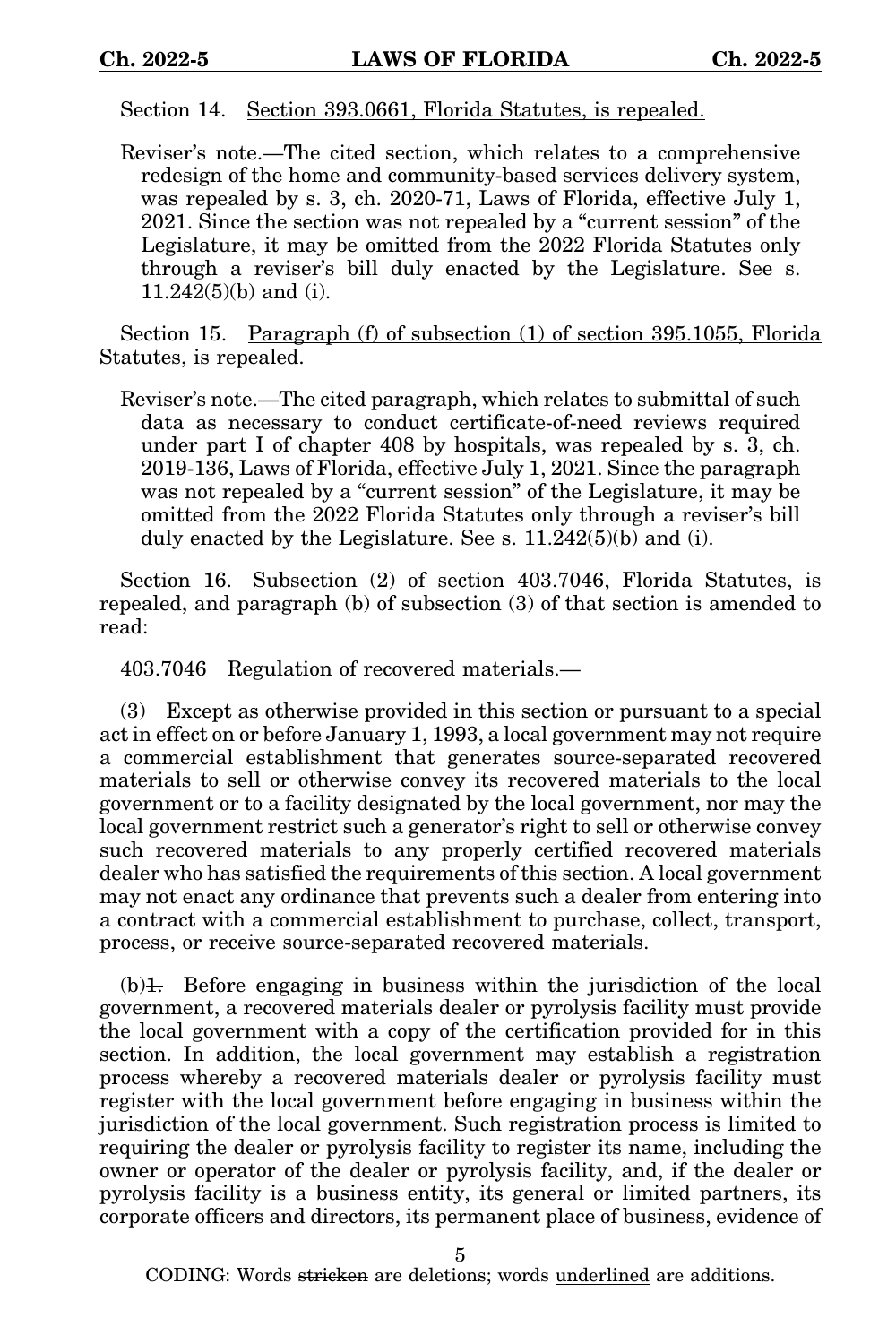Section 14. Section 393.0661, Florida Statutes, is repealed.

Reviser's note.—The cited section, which relates to a comprehensive redesign of the home and community-based services delivery system, was repealed by s. 3, ch. 2020-71, Laws of Florida, effective July 1, 2021. Since the section was not repealed by a "current session" of the Legislature, it may be omitted from the 2022 Florida Statutes only through a reviser's bill duly enacted by the Legislature. See s. 11.242(5)(b) and (i).

Section 15. Paragraph (f) of subsection (1) of section 395.1055, Florida Statutes, is repealed.

Reviser's note.—The cited paragraph, which relates to submittal of such data as necessary to conduct certificate-of-need reviews required under part I of chapter 408 by hospitals, was repealed by s. 3, ch. 2019-136, Laws of Florida, effective July 1, 2021. Since the paragraph was not repealed by a "current session" of the Legislature, it may be omitted from the 2022 Florida Statutes only through a reviser's bill duly enacted by the Legislature. See s. 11.242(5)(b) and (i).

Section 16. Subsection (2) of section 403.7046, Florida Statutes, is repealed, and paragraph (b) of subsection (3) of that section is amended to read:

403.7046 Regulation of recovered materials.—

(3) Except as otherwise provided in this section or pursuant to a special act in effect on or before January 1, 1993, a local government may not require a commercial establishment that generates source-separated recovered materials to sell or otherwise convey its recovered materials to the local government or to a facility designated by the local government, nor may the local government restrict such a generator's right to sell or otherwise convey such recovered materials to any properly certified recovered materials dealer who has satisfied the requirements of this section. A local government may not enact any ordinance that prevents such a dealer from entering into a contract with a commercial establishment to purchase, collect, transport, process, or receive source-separated recovered materials.

(b)~~1.~~ Before engaging in business within the jurisdiction of the local government, a recovered materials dealer or pyrolysis facility must provide the local government with a copy of the certification provided for in this section. In addition, the local government may establish a registration process whereby a recovered materials dealer or pyrolysis facility must register with the local government before engaging in business within the jurisdiction of the local government. Such registration process is limited to requiring the dealer or pyrolysis facility to register its name, including the owner or operator of the dealer or pyrolysis facility, and, if the dealer or pyrolysis facility is a business entity, its general or limited partners, its corporate officers and directors, its permanent place of business, evidence of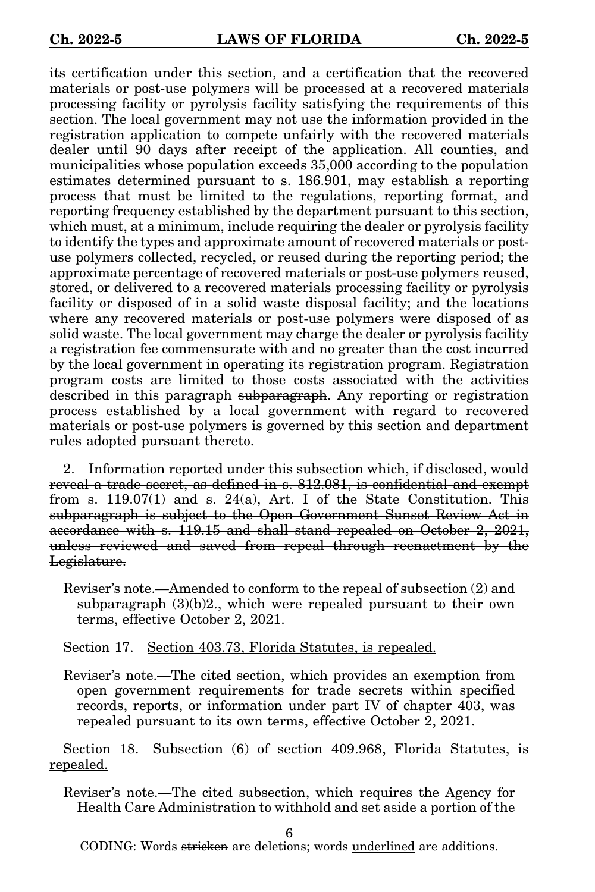its certification under this section, and a certification that the recovered materials or post-use polymers will be processed at a recovered materials processing facility or pyrolysis facility satisfying the requirements of this section. The local government may not use the information provided in the registration application to compete unfairly with the recovered materials dealer until 90 days after receipt of the application. All counties, and municipalities whose population exceeds 35,000 according to the population estimates determined pursuant to s. 186.901, may establish a reporting process that must be limited to the regulations, reporting format, and reporting frequency established by the department pursuant to this section, which must, at a minimum, include requiring the dealer or pyrolysis facility to identify the types and approximate amount of recovered materials or post-use polymers collected, recycled, or reused during the reporting period; the approximate percentage of recovered materials or post-use polymers reused, stored, or delivered to a recovered materials processing facility or pyrolysis facility or disposed of in a solid waste disposal facility; and the locations where any recovered materials or post-use polymers were disposed of as solid waste. The local government may charge the dealer or pyrolysis facility a registration fee commensurate with and no greater than the cost incurred by the local government in operating its registration program. Registration program costs are limited to those costs associated with the activities described in this <u>paragraph</u> ~~subparagraph~~. Any reporting or registration process established by a local government with regard to recovered materials or post-use polymers is governed by this section and department rules adopted pursuant thereto.

~~2. Information reported under this subsection which, if disclosed, would reveal a trade secret, as defined in s. 812.081, is confidential and exempt from s. 119.07(1) and s. 24(a), Art. I of the State Constitution. This subparagraph is subject to the Open Government Sunset Review Act in accordance with s. 119.15 and shall stand repealed on October 2, 2021, unless reviewed and saved from repeal through reenactment by the Legislature.~~

Reviser's note.—Amended to conform to the repeal of subsection (2) and subparagraph (3)(b)2., which were repealed pursuant to their own terms, effective October 2, 2021.

Section 17. <u>Section 403.73, Florida Statutes, is repealed.</u>

Reviser's note.—The cited section, which provides an exemption from open government requirements for trade secrets within specified records, reports, or information under part IV of chapter 403, was repealed pursuant to its own terms, effective October 2, 2021.

Section 18. <u>Subsection (6) of section 409.968, Florida Statutes, is repealed.</u>

Reviser's note.—The cited subsection, which requires the Agency for Health Care Administration to withhold and set aside a portion of the

CODING: Words ~~stricken~~ are deletions; words <u>underlined</u> are additions.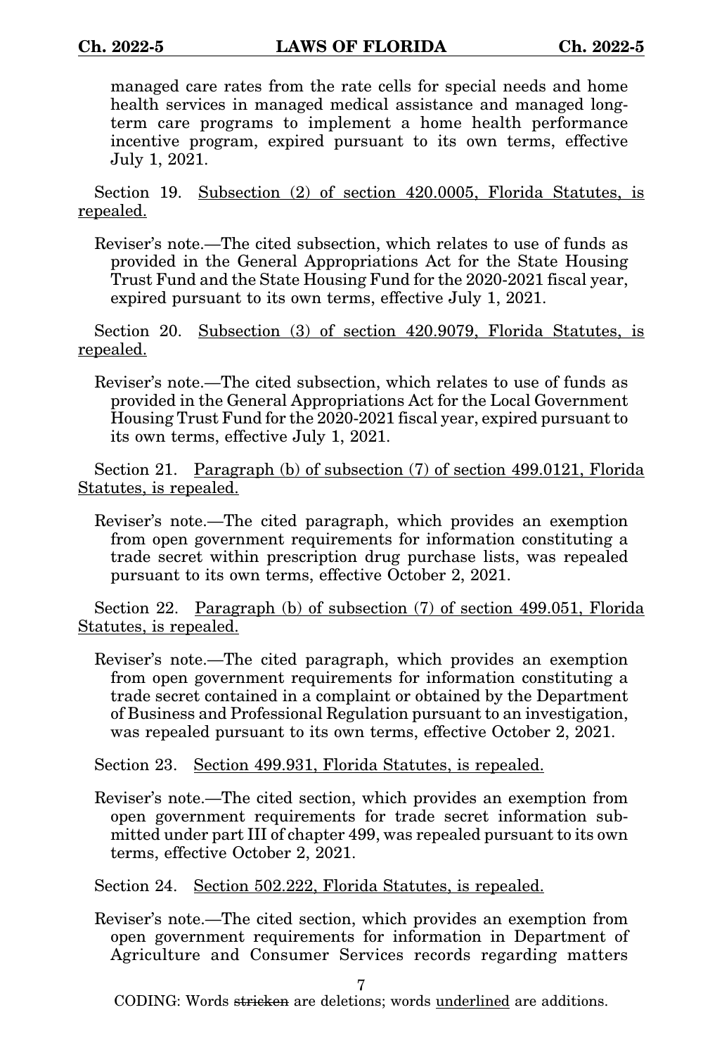managed care rates from the rate cells for special needs and home health services in managed medical assistance and managed long-term care programs to implement a home health performance incentive program, expired pursuant to its own terms, effective July 1, 2021.

Section 19. <u>Subsection (2) of section 420.0005, Florida Statutes, is repealed.</u>

Reviser's note.—The cited subsection, which relates to use of funds as provided in the General Appropriations Act for the State Housing Trust Fund and the State Housing Fund for the 2020-2021 fiscal year, expired pursuant to its own terms, effective July 1, 2021.

Section 20. <u>Subsection (3) of section 420.9079, Florida Statutes, is repealed.</u>

Reviser's note.—The cited subsection, which relates to use of funds as provided in the General Appropriations Act for the Local Government Housing Trust Fund for the 2020-2021 fiscal year, expired pursuant to its own terms, effective July 1, 2021.

Section 21. <u>Paragraph (b) of subsection (7) of section 499.0121, Florida Statutes, is repealed.</u>

Reviser's note.—The cited paragraph, which provides an exemption from open government requirements for information constituting a trade secret within prescription drug purchase lists, was repealed pursuant to its own terms, effective October 2, 2021.

Section 22. <u>Paragraph (b) of subsection (7) of section 499.051, Florida Statutes, is repealed.</u>

Reviser's note.—The cited paragraph, which provides an exemption from open government requirements for information constituting a trade secret contained in a complaint or obtained by the Department of Business and Professional Regulation pursuant to an investigation, was repealed pursuant to its own terms, effective October 2, 2021.

Section 23. <u>Section 499.931, Florida Statutes, is repealed.</u>

Reviser's note.—The cited section, which provides an exemption from open government requirements for trade secret information submitted under part III of chapter 499, was repealed pursuant to its own terms, effective October 2, 2021.

Section 24. <u>Section 502.222, Florida Statutes, is repealed.</u>

Reviser's note.—The cited section, which provides an exemption from open government requirements for information in Department of Agriculture and Consumer Services records regarding matters

CODING: Words ~~stricken~~ are deletions; words <u>underlined</u> are additions.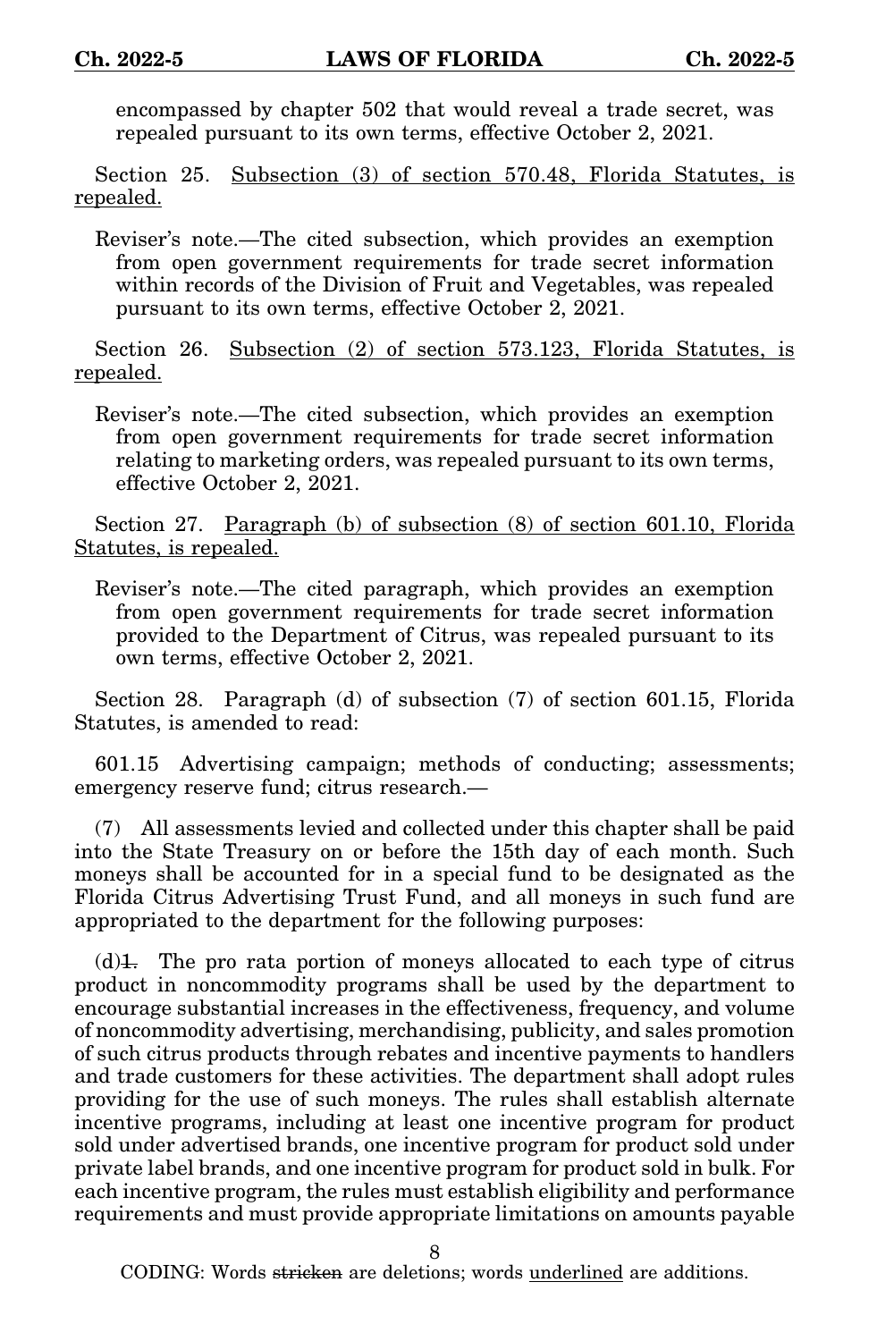encompassed by chapter 502 that would reveal a trade secret, was repealed pursuant to its own terms, effective October 2, 2021.

Section 25. Subsection (3) of section 570.48, Florida Statutes, is repealed.

Reviser's note.—The cited subsection, which provides an exemption from open government requirements for trade secret information within records of the Division of Fruit and Vegetables, was repealed pursuant to its own terms, effective October 2, 2021.

Section 26. Subsection (2) of section 573.123, Florida Statutes, is repealed.

Reviser's note.—The cited subsection, which provides an exemption from open government requirements for trade secret information relating to marketing orders, was repealed pursuant to its own terms, effective October 2, 2021.

Section 27. Paragraph (b) of subsection (8) of section 601.10, Florida Statutes, is repealed.

Reviser's note.—The cited paragraph, which provides an exemption from open government requirements for trade secret information provided to the Department of Citrus, was repealed pursuant to its own terms, effective October 2, 2021.

Section 28. Paragraph (d) of subsection (7) of section 601.15, Florida Statutes, is amended to read:

601.15 Advertising campaign; methods of conducting; assessments; emergency reserve fund; citrus research.—

(7) All assessments levied and collected under this chapter shall be paid into the State Treasury on or before the 15th day of each month. Such moneys shall be accounted for in a special fund to be designated as the Florida Citrus Advertising Trust Fund, and all moneys in such fund are appropriated to the department for the following purposes:

(d)~~1.~~ The pro rata portion of moneys allocated to each type of citrus product in noncommodity programs shall be used by the department to encourage substantial increases in the effectiveness, frequency, and volume of noncommodity advertising, merchandising, publicity, and sales promotion of such citrus products through rebates and incentive payments to handlers and trade customers for these activities. The department shall adopt rules providing for the use of such moneys. The rules shall establish alternate incentive programs, including at least one incentive program for product sold under advertised brands, one incentive program for product sold under private label brands, and one incentive program for product sold in bulk. For each incentive program, the rules must establish eligibility and performance requirements and must provide appropriate limitations on amounts payable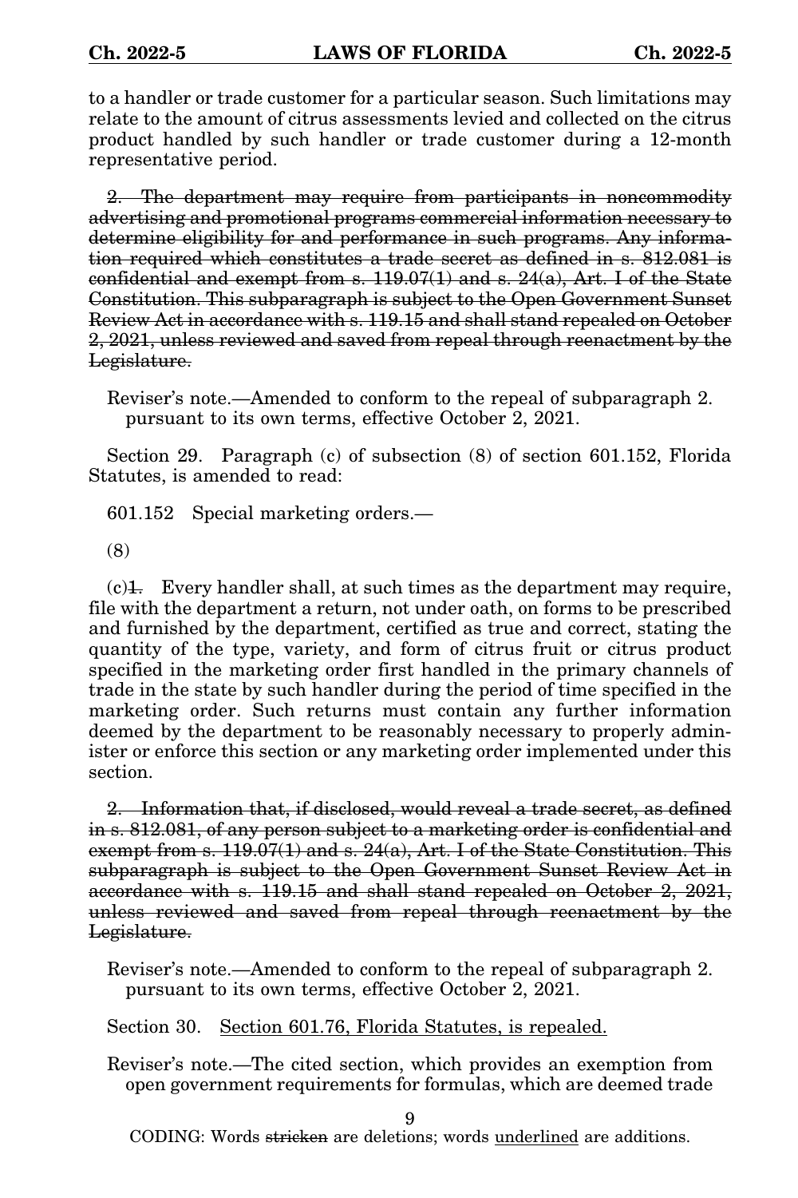to a handler or trade customer for a particular season. Such limitations may relate to the amount of citrus assessments levied and collected on the citrus product handled by such handler or trade customer during a 12-month representative period.

~~2. The department may require from participants in noncommodity advertising and promotional programs commercial information necessary to determine eligibility for and performance in such programs. Any information required which constitutes a trade secret as defined in s. 812.081 is confidential and exempt from s. 119.07(1) and s. 24(a), Art. I of the State Constitution. This subparagraph is subject to the Open Government Sunset Review Act in accordance with s. 119.15 and shall stand repealed on October 2, 2021, unless reviewed and saved from repeal through reenactment by the Legislature.~~

Reviser's note.—Amended to conform to the repeal of subparagraph 2. pursuant to its own terms, effective October 2, 2021.

Section 29. Paragraph (c) of subsection (8) of section 601.152, Florida Statutes, is amended to read:

601.152 Special marketing orders.—

(8)

(c)~~1.~~ Every handler shall, at such times as the department may require, file with the department a return, not under oath, on forms to be prescribed and furnished by the department, certified as true and correct, stating the quantity of the type, variety, and form of citrus fruit or citrus product specified in the marketing order first handled in the primary channels of trade in the state by such handler during the period of time specified in the marketing order. Such returns must contain any further information deemed by the department to be reasonably necessary to properly administer or enforce this section or any marketing order implemented under this section.

~~2. Information that, if disclosed, would reveal a trade secret, as defined in s. 812.081, of any person subject to a marketing order is confidential and exempt from s. 119.07(1) and s. 24(a), Art. I of the State Constitution. This subparagraph is subject to the Open Government Sunset Review Act in accordance with s. 119.15 and shall stand repealed on October 2, 2021, unless reviewed and saved from repeal through reenactment by the Legislature.~~

Reviser's note.—Amended to conform to the repeal of subparagraph 2. pursuant to its own terms, effective October 2, 2021.

Section 30. <u>Section 601.76, Florida Statutes, is repealed.</u>

Reviser's note.—The cited section, which provides an exemption from open government requirements for formulas, which are deemed trade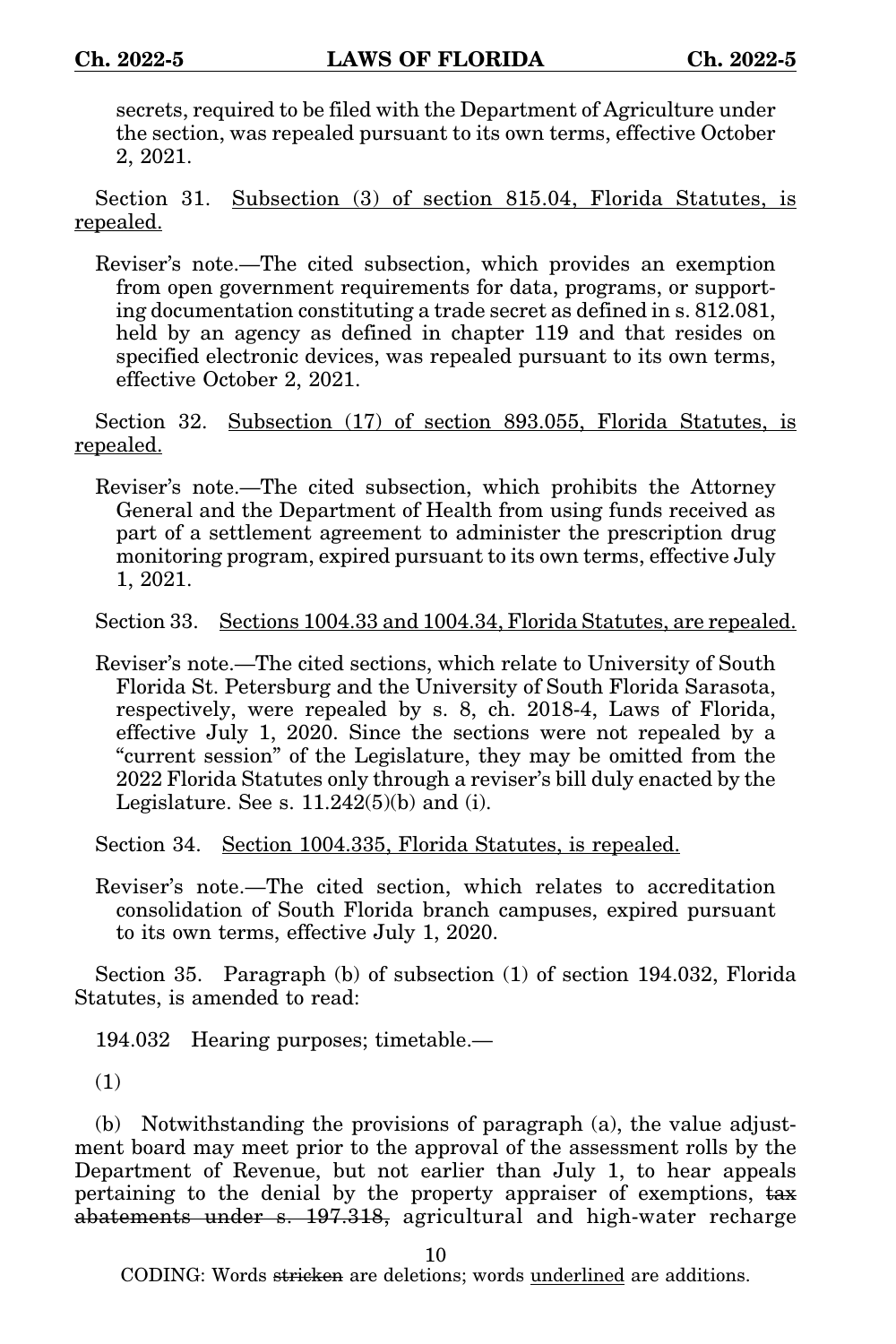secrets, required to be filed with the Department of Agriculture under the section, was repealed pursuant to its own terms, effective October 2, 2021.

Section 31. <u>Subsection (3) of section 815.04, Florida Statutes, is repealed.</u>

Reviser's note.—The cited subsection, which provides an exemption from open government requirements for data, programs, or supporting documentation constituting a trade secret as defined in s. 812.081, held by an agency as defined in chapter 119 and that resides on specified electronic devices, was repealed pursuant to its own terms, effective October 2, 2021.

Section 32. <u>Subsection (17) of section 893.055, Florida Statutes, is repealed.</u>

Reviser's note.—The cited subsection, which prohibits the Attorney General and the Department of Health from using funds received as part of a settlement agreement to administer the prescription drug monitoring program, expired pursuant to its own terms, effective July 1, 2021.

Section 33. <u>Sections 1004.33 and 1004.34, Florida Statutes, are repealed.</u>

Reviser's note.—The cited sections, which relate to University of South Florida St. Petersburg and the University of South Florida Sarasota, respectively, were repealed by s. 8, ch. 2018-4, Laws of Florida, effective July 1, 2020. Since the sections were not repealed by a "current session" of the Legislature, they may be omitted from the 2022 Florida Statutes only through a reviser's bill duly enacted by the Legislature. See s. 11.242(5)(b) and (i).

Section 34. <u>Section 1004.335, Florida Statutes, is repealed.</u>

Reviser's note.—The cited section, which relates to accreditation consolidation of South Florida branch campuses, expired pursuant to its own terms, effective July 1, 2020.

Section 35. Paragraph (b) of subsection (1) of section 194.032, Florida Statutes, is amended to read:

194.032 Hearing purposes; timetable.—

(1)

(b) Notwithstanding the provisions of paragraph (a), the value adjustment board may meet prior to the approval of the assessment rolls by the Department of Revenue, but not earlier than July 1, to hear appeals pertaining to the denial by the property appraiser of exemptions, ~~tax abatements under s. 197.318,~~ agricultural and high-water recharge

CODING: Words ~~stricken~~ are deletions; words <u>underlined</u> are additions.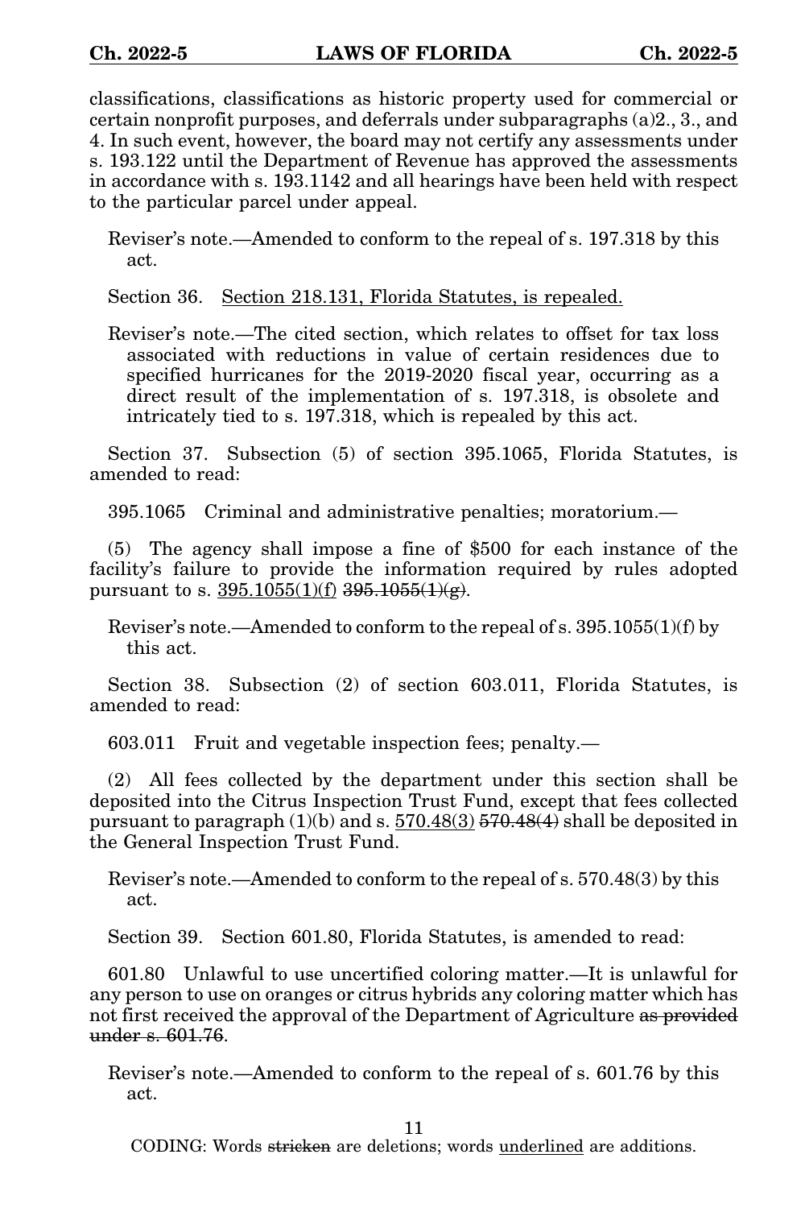classifications, classifications as historic property used for commercial or certain nonprofit purposes, and deferrals under subparagraphs (a)2., 3., and 4. In such event, however, the board may not certify any assessments under s. 193.122 until the Department of Revenue has approved the assessments in accordance with s. 193.1142 and all hearings have been held with respect to the particular parcel under appeal.

Reviser's note.—Amended to conform to the repeal of s. 197.318 by this act.

Section 36. <u>Section 218.131, Florida Statutes, is repealed.</u>

Reviser's note.—The cited section, which relates to offset for tax loss associated with reductions in value of certain residences due to specified hurricanes for the 2019-2020 fiscal year, occurring as a direct result of the implementation of s. 197.318, is obsolete and intricately tied to s. 197.318, which is repealed by this act.

Section 37. Subsection (5) of section 395.1065, Florida Statutes, is amended to read:

395.1065 Criminal and administrative penalties; moratorium.—

(5) The agency shall impose a fine of $500 for each instance of the facility's failure to provide the information required by rules adopted pursuant to s. <u>395.1055(1)(f)</u> ~~395.1055(1)(g)~~.

Reviser's note.—Amended to conform to the repeal of s. 395.1055(1)(f) by this act.

Section 38. Subsection (2) of section 603.011, Florida Statutes, is amended to read:

603.011 Fruit and vegetable inspection fees; penalty.—

(2) All fees collected by the department under this section shall be deposited into the Citrus Inspection Trust Fund, except that fees collected pursuant to paragraph (1)(b) and s. <u>570.48(3)</u> ~~570.48(4)~~ shall be deposited in the General Inspection Trust Fund.

Reviser's note.—Amended to conform to the repeal of s. 570.48(3) by this act.

Section 39. Section 601.80, Florida Statutes, is amended to read:

601.80 Unlawful to use uncertified coloring matter.—It is unlawful for any person to use on oranges or citrus hybrids any coloring matter which has not first received the approval of the Department of Agriculture ~~as provided under s. 601.76~~.

Reviser's note.—Amended to conform to the repeal of s. 601.76 by this act.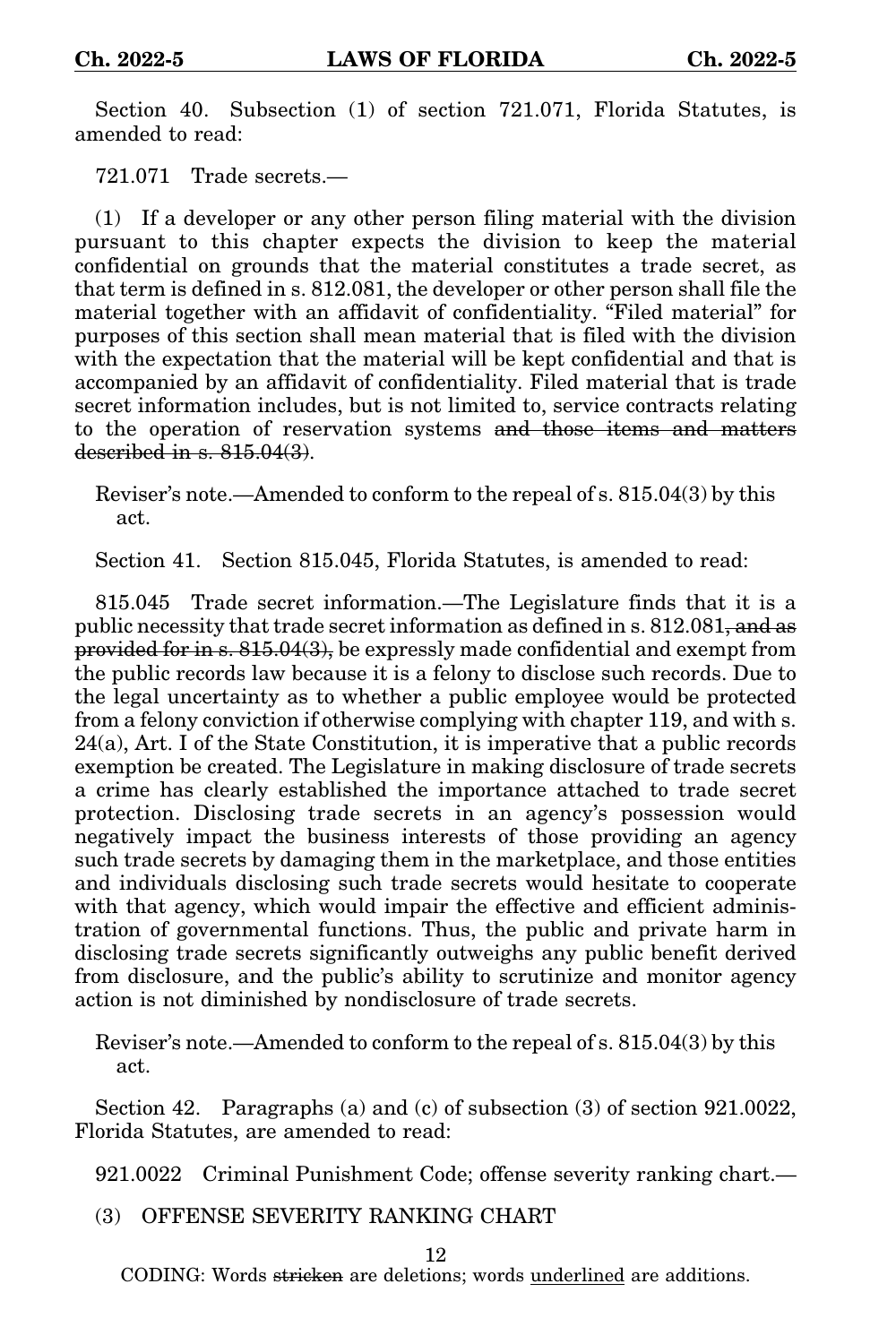Section 40. Subsection (1) of section 721.071, Florida Statutes, is amended to read:

721.071 Trade secrets.—

(1) If a developer or any other person filing material with the division pursuant to this chapter expects the division to keep the material confidential on grounds that the material constitutes a trade secret, as that term is defined in s. 812.081, the developer or other person shall file the material together with an affidavit of confidentiality. "Filed material" for purposes of this section shall mean material that is filed with the division with the expectation that the material will be kept confidential and that is accompanied by an affidavit of confidentiality. Filed material that is trade secret information includes, but is not limited to, service contracts relating to the operation of reservation systems ~~and those items and matters described in s. 815.04(3)~~.

Reviser's note.—Amended to conform to the repeal of s. 815.04(3) by this act.

Section 41. Section 815.045, Florida Statutes, is amended to read:

815.045 Trade secret information.—The Legislature finds that it is a public necessity that trade secret information as defined in s. 812.081~~, and as provided for in s. 815.04(3),~~ be expressly made confidential and exempt from the public records law because it is a felony to disclose such records. Due to the legal uncertainty as to whether a public employee would be protected from a felony conviction if otherwise complying with chapter 119, and with s. 24(a), Art. I of the State Constitution, it is imperative that a public records exemption be created. The Legislature in making disclosure of trade secrets a crime has clearly established the importance attached to trade secret protection. Disclosing trade secrets in an agency's possession would negatively impact the business interests of those providing an agency such trade secrets by damaging them in the marketplace, and those entities and individuals disclosing such trade secrets would hesitate to cooperate with that agency, which would impair the effective and efficient administration of governmental functions. Thus, the public and private harm in disclosing trade secrets significantly outweighs any public benefit derived from disclosure, and the public's ability to scrutinize and monitor agency action is not diminished by nondisclosure of trade secrets.

Reviser's note.—Amended to conform to the repeal of s. 815.04(3) by this act.

Section 42. Paragraphs (a) and (c) of subsection (3) of section 921.0022, Florida Statutes, are amended to read:

921.0022 Criminal Punishment Code; offense severity ranking chart.—

(3) OFFENSE SEVERITY RANKING CHART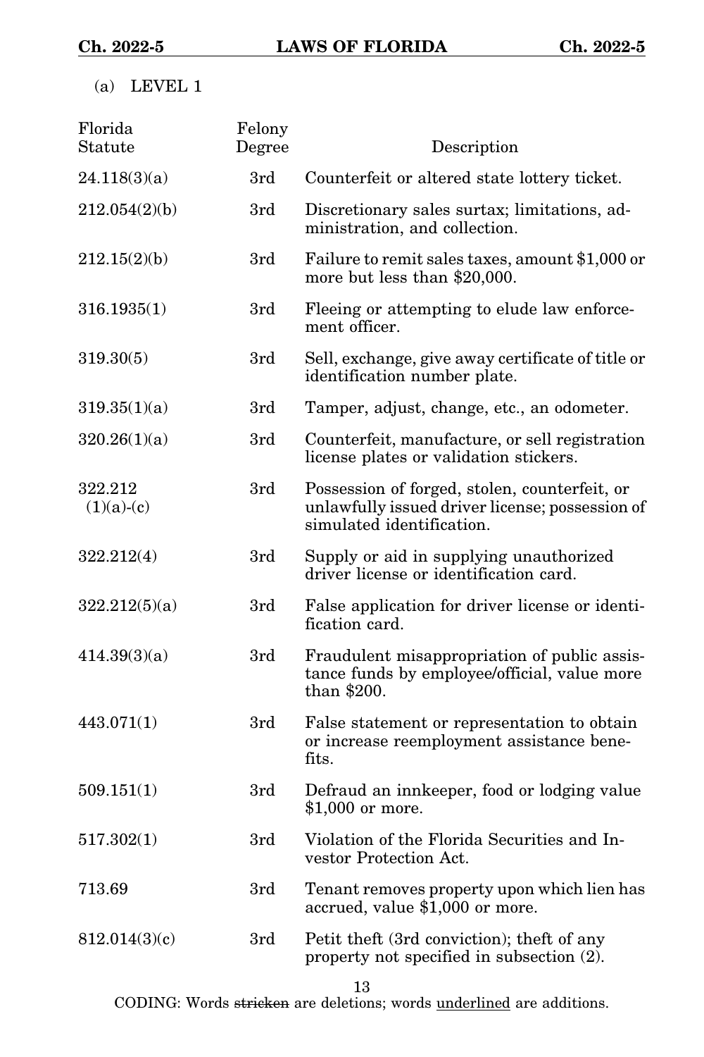(a) LEVEL 1

| Florida Statute | Felony Degree | Description |
|---|---|---|
| 24.118(3)(a) | 3rd | Counterfeit or altered state lottery ticket. |
| 212.054(2)(b) | 3rd | Discretionary sales surtax; limitations, administration, and collection. |
| 212.15(2)(b) | 3rd | Failure to remit sales taxes, amount $1,000 or more but less than $20,000. |
| 316.1935(1) | 3rd | Fleeing or attempting to elude law enforcement officer. |
| 319.30(5) | 3rd | Sell, exchange, give away certificate of title or identification number plate. |
| 319.35(1)(a) | 3rd | Tamper, adjust, change, etc., an odometer. |
| 320.26(1)(a) | 3rd | Counterfeit, manufacture, or sell registration license plates or validation stickers. |
| 322.212 (1)(a)-(c) | 3rd | Possession of forged, stolen, counterfeit, or unlawfully issued driver license; possession of simulated identification. |
| 322.212(4) | 3rd | Supply or aid in supplying unauthorized driver license or identification card. |
| 322.212(5)(a) | 3rd | False application for driver license or identification card. |
| 414.39(3)(a) | 3rd | Fraudulent misappropriation of public assistance funds by employee/official, value more than $200. |
| 443.071(1) | 3rd | False statement or representation to obtain or increase reemployment assistance benefits. |
| 509.151(1) | 3rd | Defraud an innkeeper, food or lodging value $1,000 or more. |
| 517.302(1) | 3rd | Violation of the Florida Securities and Investor Protection Act. |
| 713.69 | 3rd | Tenant removes property upon which lien has accrued, value $1,000 or more. |
| 812.014(3)(c) | 3rd | Petit theft (3rd conviction); theft of any property not specified in subsection (2). |

CODING: Words ~~stricken~~ are deletions; words <u>underlined</u> are additions.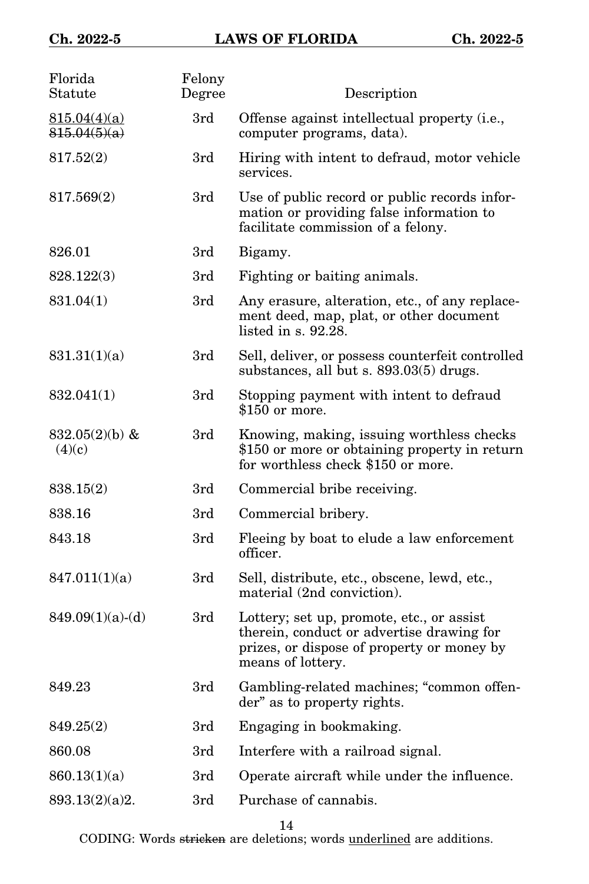| Florida Statute | Felony Degree | Description |
|---|---|---|
| <u>815.04(4)(a)</u> ~~815.04(5)(a)~~ | 3rd | Offense against intellectual property (i.e., computer programs, data). |
| 817.52(2) | 3rd | Hiring with intent to defraud, motor vehicle services. |
| 817.569(2) | 3rd | Use of public record or public records information or providing false information to facilitate commission of a felony. |
| 826.01 | 3rd | Bigamy. |
| 828.122(3) | 3rd | Fighting or baiting animals. |
| 831.04(1) | 3rd | Any erasure, alteration, etc., of any replacement deed, map, plat, or other document listed in s. 92.28. |
| 831.31(1)(a) | 3rd | Sell, deliver, or possess counterfeit controlled substances, all but s. 893.03(5) drugs. |
| 832.041(1) | 3rd | Stopping payment with intent to defraud $150 or more. |
| 832.05(2)(b) & (4)(c) | 3rd | Knowing, making, issuing worthless checks $150 or more or obtaining property in return for worthless check $150 or more. |
| 838.15(2) | 3rd | Commercial bribe receiving. |
| 838.16 | 3rd | Commercial bribery. |
| 843.18 | 3rd | Fleeing by boat to elude a law enforcement officer. |
| 847.011(1)(a) | 3rd | Sell, distribute, etc., obscene, lewd, etc., material (2nd conviction). |
| 849.09(1)(a)-(d) | 3rd | Lottery; set up, promote, etc., or assist therein, conduct or advertise drawing for prizes, or dispose of property or money by means of lottery. |
| 849.23 | 3rd | Gambling-related machines; "common offender" as to property rights. |
| 849.25(2) | 3rd | Engaging in bookmaking. |
| 860.08 | 3rd | Interfere with a railroad signal. |
| 860.13(1)(a) | 3rd | Operate aircraft while under the influence. |
| 893.13(2)(a)2. | 3rd | Purchase of cannabis. |

CODING: Words ~~stricken~~ are deletions; words <u>underlined</u> are additions.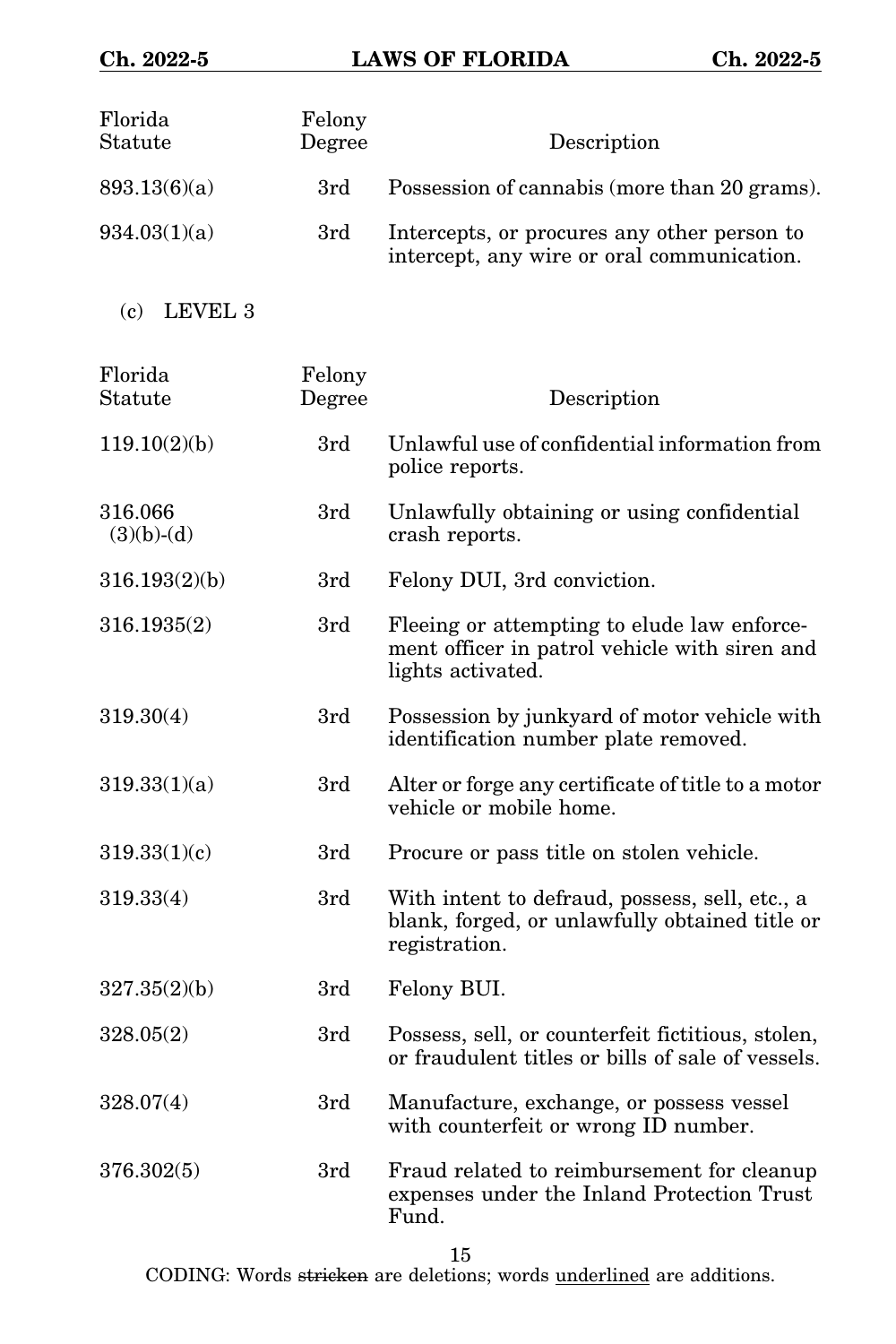| Florida Statute | Felony Degree | Description |
| --- | --- | --- |
| 893.13(6)(a) | 3rd | Possession of cannabis (more than 20 grams). |
| 934.03(1)(a) | 3rd | Intercepts, or procures any other person to intercept, any wire or oral communication. |

(c) LEVEL 3

| Florida Statute | Felony Degree | Description |
| --- | --- | --- |
| 119.10(2)(b) | 3rd | Unlawful use of confidential information from police reports. |
| 316.066 (3)(b)-(d) | 3rd | Unlawfully obtaining or using confidential crash reports. |
| 316.193(2)(b) | 3rd | Felony DUI, 3rd conviction. |
| 316.1935(2) | 3rd | Fleeing or attempting to elude law enforcement officer in patrol vehicle with siren and lights activated. |
| 319.30(4) | 3rd | Possession by junkyard of motor vehicle with identification number plate removed. |
| 319.33(1)(a) | 3rd | Alter or forge any certificate of title to a motor vehicle or mobile home. |
| 319.33(1)(c) | 3rd | Procure or pass title on stolen vehicle. |
| 319.33(4) | 3rd | With intent to defraud, possess, sell, etc., a blank, forged, or unlawfully obtained title or registration. |
| 327.35(2)(b) | 3rd | Felony BUI. |
| 328.05(2) | 3rd | Possess, sell, or counterfeit fictitious, stolen, or fraudulent titles or bills of sale of vessels. |
| 328.07(4) | 3rd | Manufacture, exchange, or possess vessel with counterfeit or wrong ID number. |
| 376.302(5) | 3rd | Fraud related to reimbursement for cleanup expenses under the Inland Protection Trust Fund. |

CODING: Words stricken are deletions; words underlined are additions.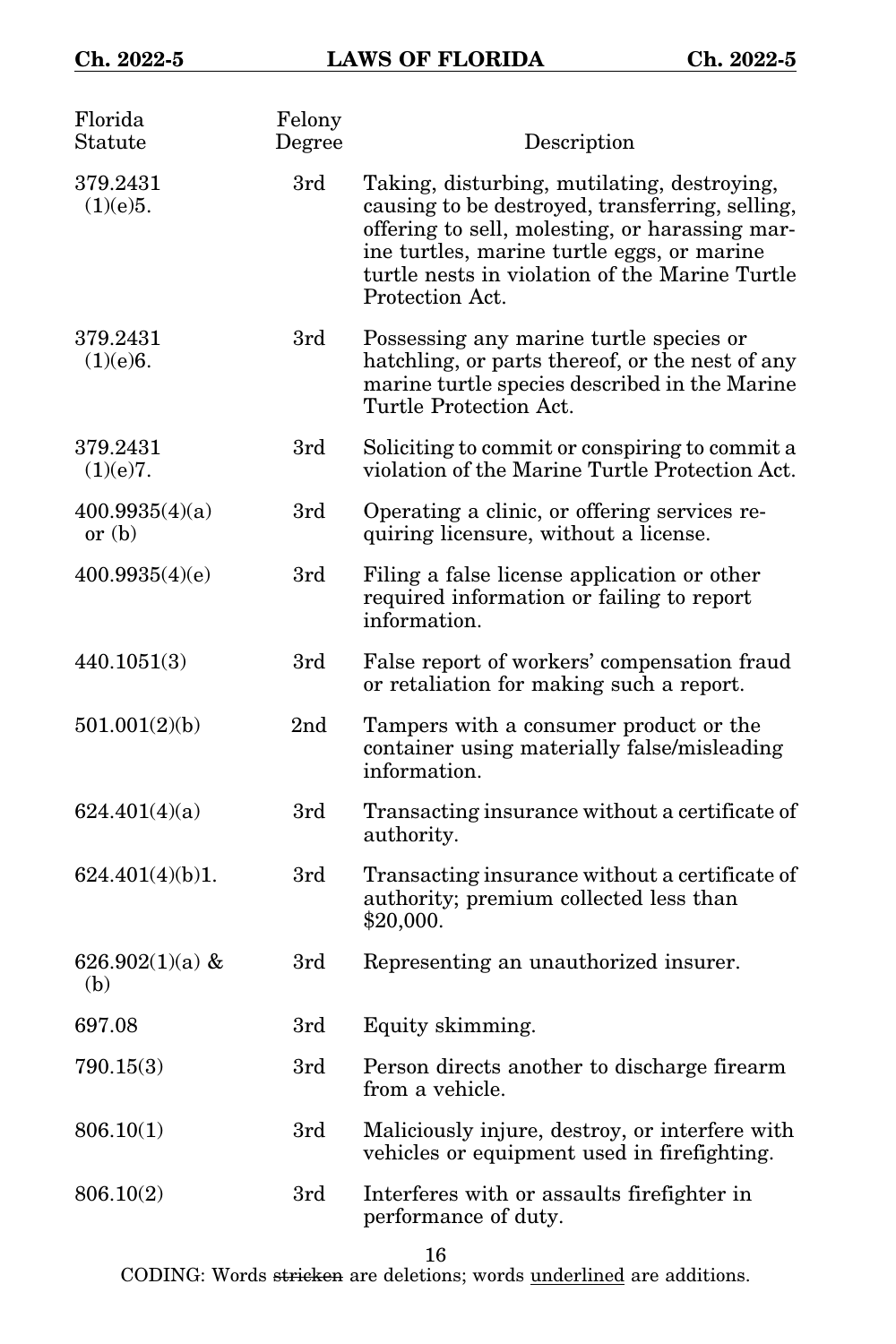| Florida Statute | Felony Degree | Description |
|---|---|---|
| 379.2431 (1)(e)5. | 3rd | Taking, disturbing, mutilating, destroying, causing to be destroyed, transferring, selling, offering to sell, molesting, or harassing marine turtles, marine turtle eggs, or marine turtle nests in violation of the Marine Turtle Protection Act. |
| 379.2431 (1)(e)6. | 3rd | Possessing any marine turtle species or hatchling, or parts thereof, or the nest of any marine turtle species described in the Marine Turtle Protection Act. |
| 379.2431 (1)(e)7. | 3rd | Soliciting to commit or conspiring to commit a violation of the Marine Turtle Protection Act. |
| 400.9935(4)(a) or (b) | 3rd | Operating a clinic, or offering services requiring licensure, without a license. |
| 400.9935(4)(e) | 3rd | Filing a false license application or other required information or failing to report information. |
| 440.1051(3) | 3rd | False report of workers' compensation fraud or retaliation for making such a report. |
| 501.001(2)(b) | 2nd | Tampers with a consumer product or the container using materially false/misleading information. |
| 624.401(4)(a) | 3rd | Transacting insurance without a certificate of authority. |
| 624.401(4)(b)1. | 3rd | Transacting insurance without a certificate of authority; premium collected less than $20,000. |
| 626.902(1)(a) & (b) | 3rd | Representing an unauthorized insurer. |
| 697.08 | 3rd | Equity skimming. |
| 790.15(3) | 3rd | Person directs another to discharge firearm from a vehicle. |
| 806.10(1) | 3rd | Maliciously injure, destroy, or interfere with vehicles or equipment used in firefighting. |
| 806.10(2) | 3rd | Interferes with or assaults firefighter in performance of duty. |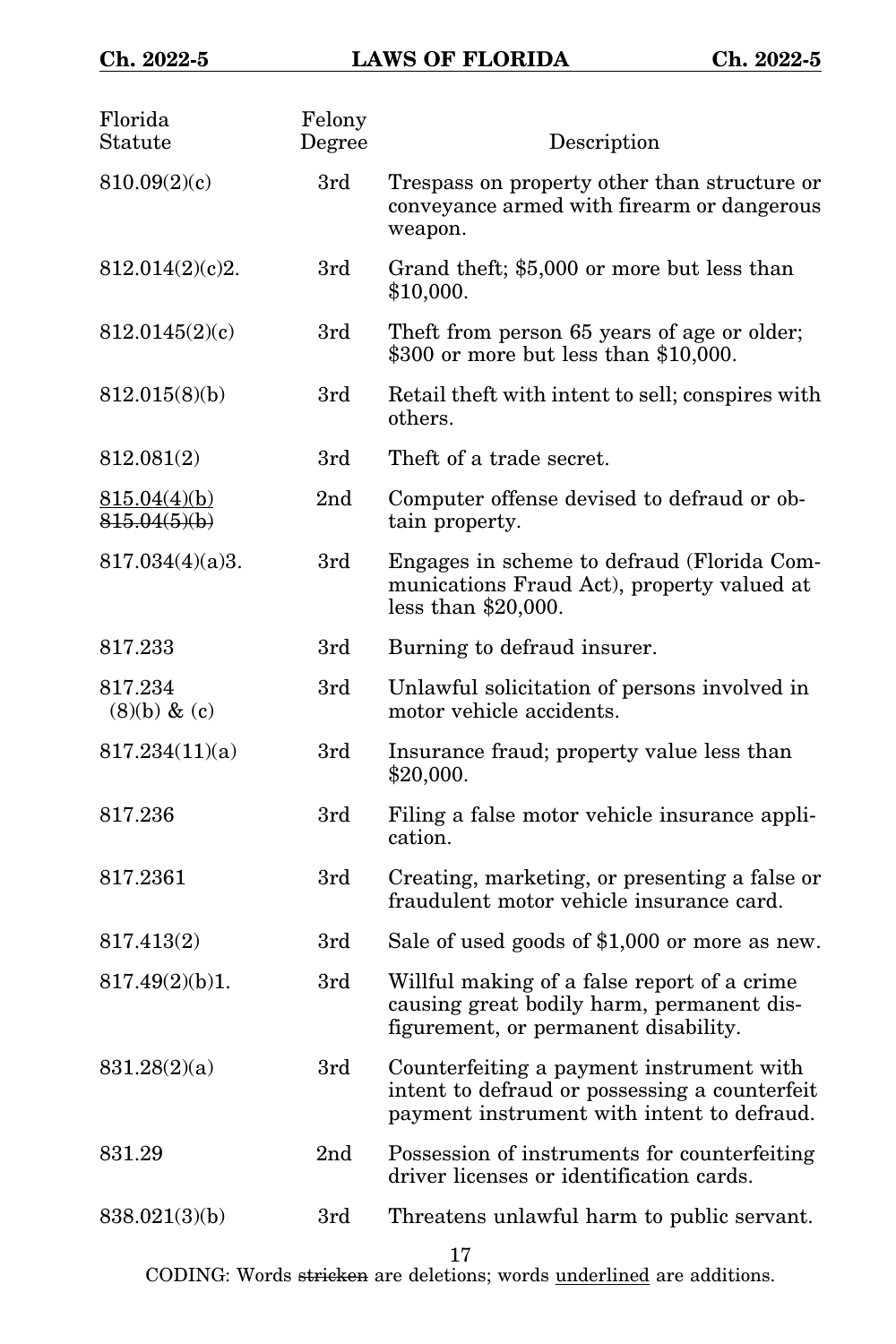| Florida Statute | Felony Degree | Description |
|---|---|---|
| 810.09(2)(c) | 3rd | Trespass on property other than structure or conveyance armed with firearm or dangerous weapon. |
| 812.014(2)(c)2. | 3rd | Grand theft; $5,000 or more but less than $10,000. |
| 812.0145(2)(c) | 3rd | Theft from person 65 years of age or older; $300 or more but less than $10,000. |
| 812.015(8)(b) | 3rd | Retail theft with intent to sell; conspires with others. |
| 812.081(2) | 3rd | Theft of a trade secret. |
| <u>815.04(4)(b)</u> ~~815.04(5)(b)~~ | 2nd | Computer offense devised to defraud or obtain property. |
| 817.034(4)(a)3. | 3rd | Engages in scheme to defraud (Florida Communications Fraud Act), property valued at less than $20,000. |
| 817.233 | 3rd | Burning to defraud insurer. |
| 817.234 (8)(b) & (c) | 3rd | Unlawful solicitation of persons involved in motor vehicle accidents. |
| 817.234(11)(a) | 3rd | Insurance fraud; property value less than $20,000. |
| 817.236 | 3rd | Filing a false motor vehicle insurance application. |
| 817.2361 | 3rd | Creating, marketing, or presenting a false or fraudulent motor vehicle insurance card. |
| 817.413(2) | 3rd | Sale of used goods of $1,000 or more as new. |
| 817.49(2)(b)1. | 3rd | Willful making of a false report of a crime causing great bodily harm, permanent disfigurement, or permanent disability. |
| 831.28(2)(a) | 3rd | Counterfeiting a payment instrument with intent to defraud or possessing a counterfeit payment instrument with intent to defraud. |
| 831.29 | 2nd | Possession of instruments for counterfeiting driver licenses or identification cards. |
| 838.021(3)(b) | 3rd | Threatens unlawful harm to public servant. |

CODING: Words ~~stricken~~ are deletions; words <u>underlined</u> are additions.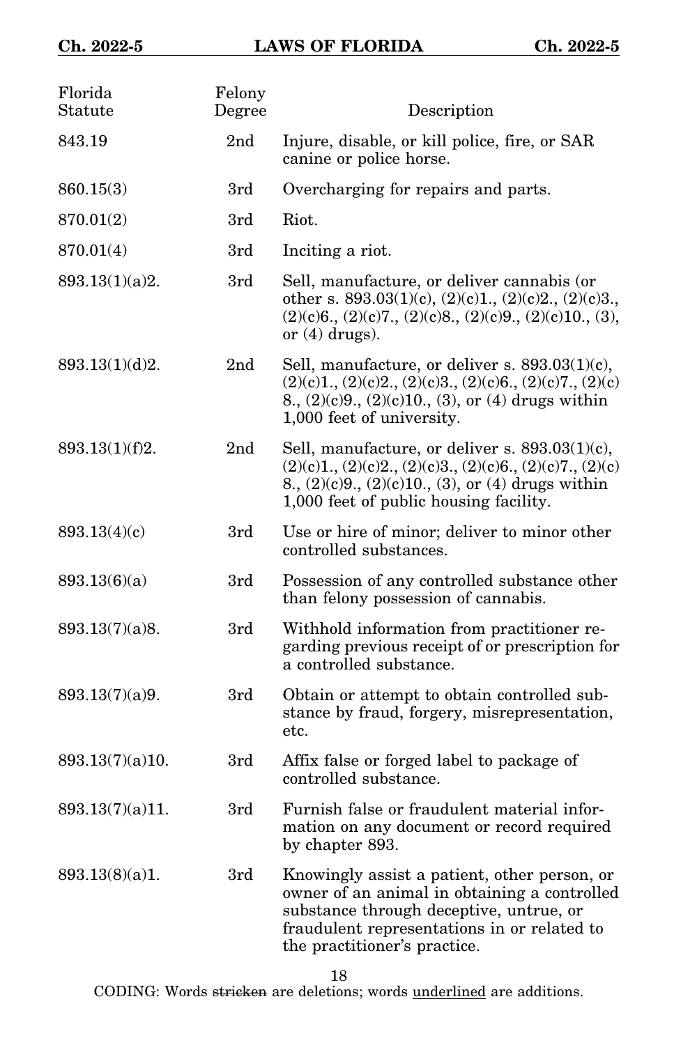| Florida Statute | Felony Degree | Description |
|---|---|---|
| 843.19 | 2nd | Injure, disable, or kill police, fire, or SAR canine or police horse. |
| 860.15(3) | 3rd | Overcharging for repairs and parts. |
| 870.01(2) | 3rd | Riot. |
| 870.01(4) | 3rd | Inciting a riot. |
| 893.13(1)(a)2. | 3rd | Sell, manufacture, or deliver cannabis (or other s. 893.03(1)(c), (2)(c)1., (2)(c)2., (2)(c)3., (2)(c)6., (2)(c)7., (2)(c)8., (2)(c)9., (2)(c)10., (3), or (4) drugs). |
| 893.13(1)(d)2. | 2nd | Sell, manufacture, or deliver s. 893.03(1)(c), (2)(c)1., (2)(c)2., (2)(c)3., (2)(c)6., (2)(c)7., (2)(c)8., (2)(c)9., (2)(c)10., (3), or (4) drugs within 1,000 feet of university. |
| 893.13(1)(f)2. | 2nd | Sell, manufacture, or deliver s. 893.03(1)(c), (2)(c)1., (2)(c)2., (2)(c)3., (2)(c)6., (2)(c)7., (2)(c)8., (2)(c)9., (2)(c)10., (3), or (4) drugs within 1,000 feet of public housing facility. |
| 893.13(4)(c) | 3rd | Use or hire of minor; deliver to minor other controlled substances. |
| 893.13(6)(a) | 3rd | Possession of any controlled substance other than felony possession of cannabis. |
| 893.13(7)(a)8. | 3rd | Withhold information from practitioner regarding previous receipt of or prescription for a controlled substance. |
| 893.13(7)(a)9. | 3rd | Obtain or attempt to obtain controlled substance by fraud, forgery, misrepresentation, etc. |
| 893.13(7)(a)10. | 3rd | Affix false or forged label to package of controlled substance. |
| 893.13(7)(a)11. | 3rd | Furnish false or fraudulent material information on any document or record required by chapter 893. |
| 893.13(8)(a)1. | 3rd | Knowingly assist a patient, other person, or owner of an animal in obtaining a controlled substance through deceptive, untrue, or fraudulent representations in or related to the practitioner's practice. |

CODING: Words ~~stricken~~ are deletions; words <u>underlined</u> are additions.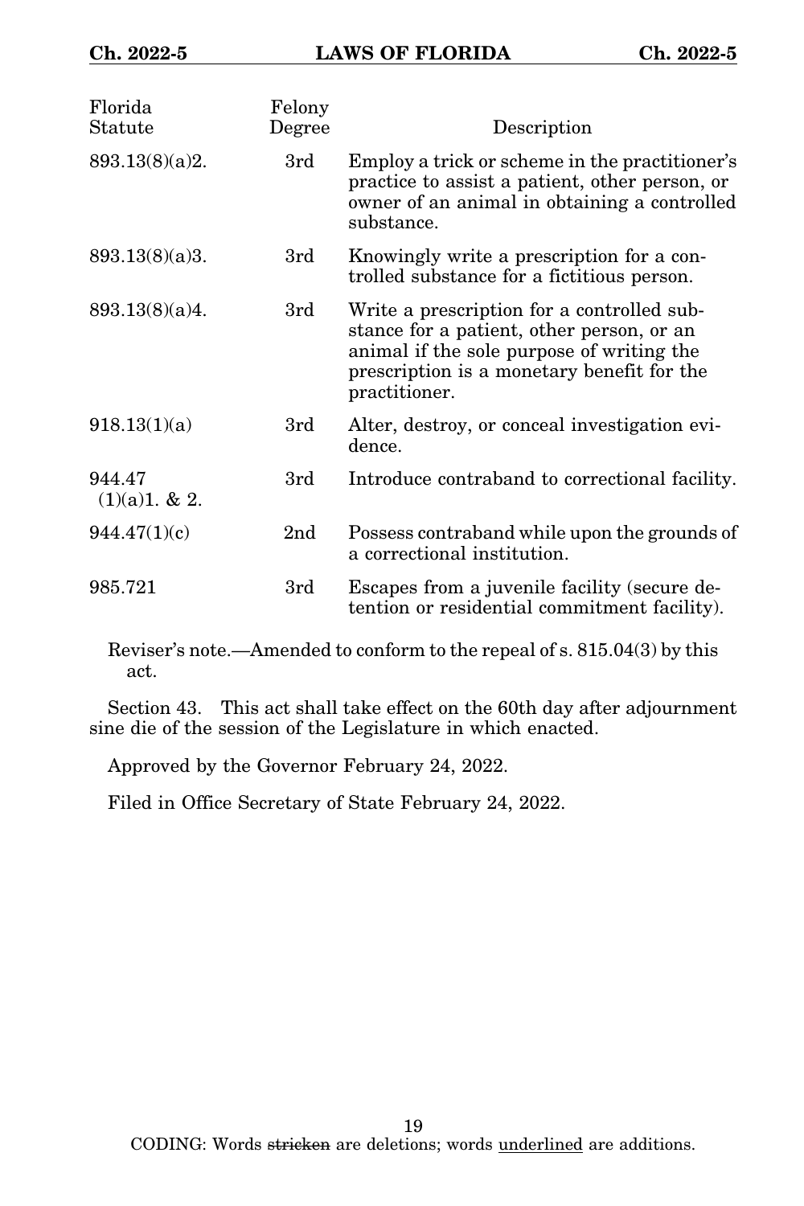| Florida Statute | Felony Degree | Description |
|---|---|---|
| 893.13(8)(a)2. | 3rd | Employ a trick or scheme in the practitioner's practice to assist a patient, other person, or owner of an animal in obtaining a controlled substance. |
| 893.13(8)(a)3. | 3rd | Knowingly write a prescription for a controlled substance for a fictitious person. |
| 893.13(8)(a)4. | 3rd | Write a prescription for a controlled substance for a patient, other person, or an animal if the sole purpose of writing the prescription is a monetary benefit for the practitioner. |
| 918.13(1)(a) | 3rd | Alter, destroy, or conceal investigation evidence. |
| 944.47 (1)(a)1. & 2. | 3rd | Introduce contraband to correctional facility. |
| 944.47(1)(c) | 2nd | Possess contraband while upon the grounds of a correctional institution. |
| 985.721 | 3rd | Escapes from a juvenile facility (secure detention or residential commitment facility). |

Reviser's note.—Amended to conform to the repeal of s. 815.04(3) by this act.

Section 43. This act shall take effect on the 60th day after adjournment sine die of the session of the Legislature in which enacted.

Approved by the Governor February 24, 2022.

Filed in Office Secretary of State February 24, 2022.

CODING: Words stricken are deletions; words underlined are additions.